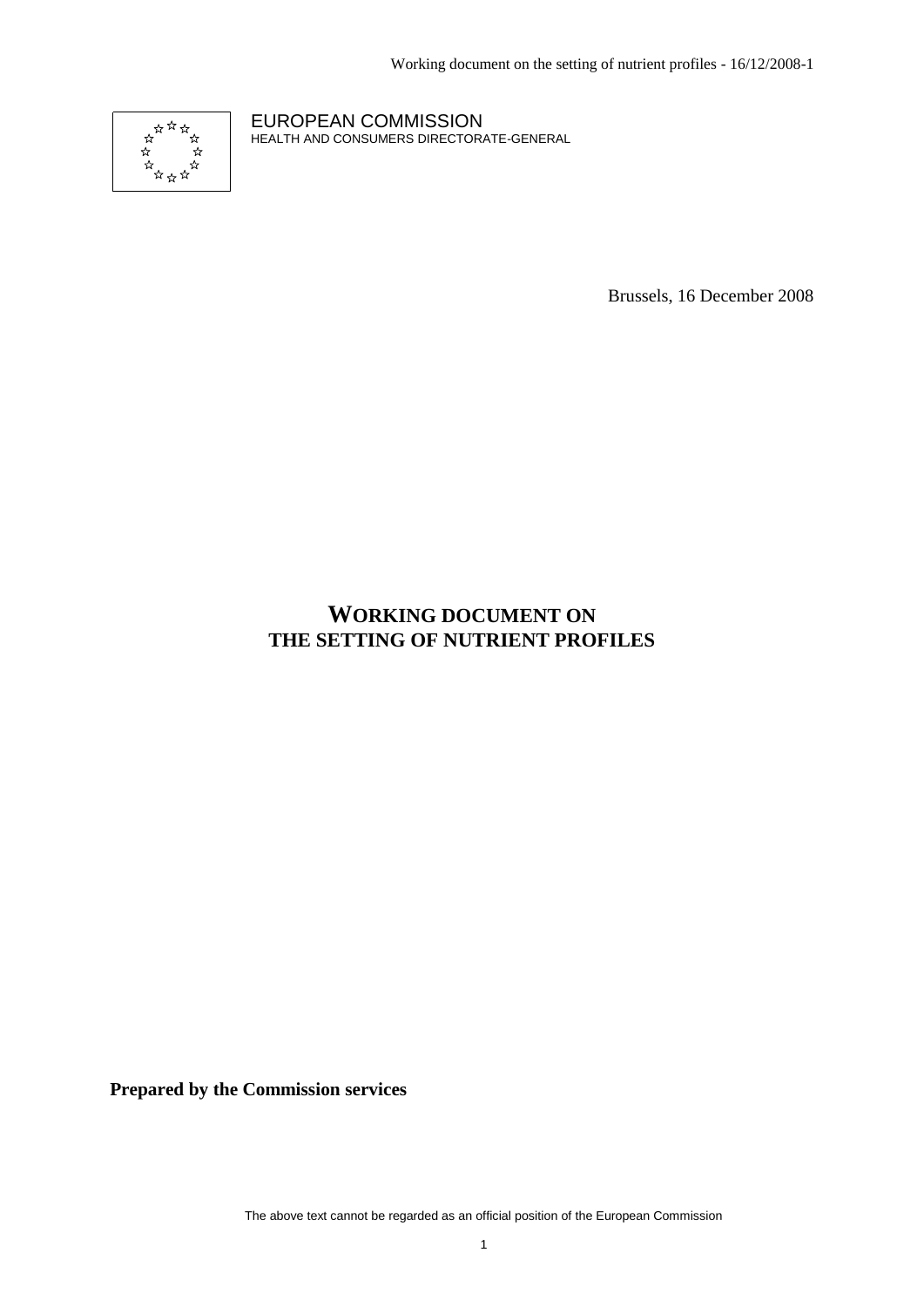EUROPEAN COMMISSION
HEALTH AND CONSUMERS DIRECTORATE-GENERAL

Brussels, 16 December 2008

# WORKING DOCUMENT ON THE SETTING OF NUTRIENT PROFILES

**Prepared by the Commission services**

The above text cannot be regarded as an official position of the European Commission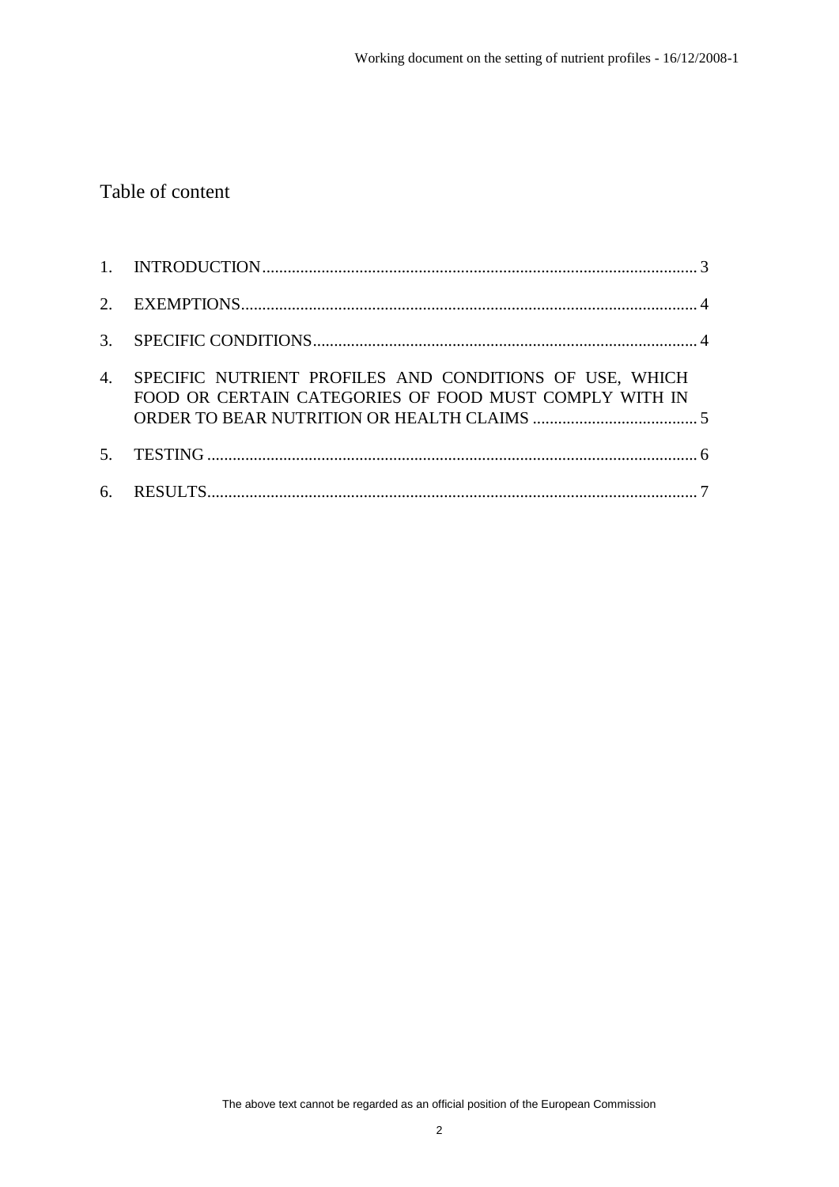# Table of content

1. INTRODUCTION ..... 3
2. EXEMPTIONS ..... 4
3. SPECIFIC CONDITIONS ..... 4
4. SPECIFIC NUTRIENT PROFILES AND CONDITIONS OF USE, WHICH FOOD OR CERTAIN CATEGORIES OF FOOD MUST COMPLY WITH IN ORDER TO BEAR NUTRITION OR HEALTH CLAIMS ..... 5
5. TESTING ..... 6
6. RESULTS ..... 7

The above text cannot be regarded as an official position of the European Commission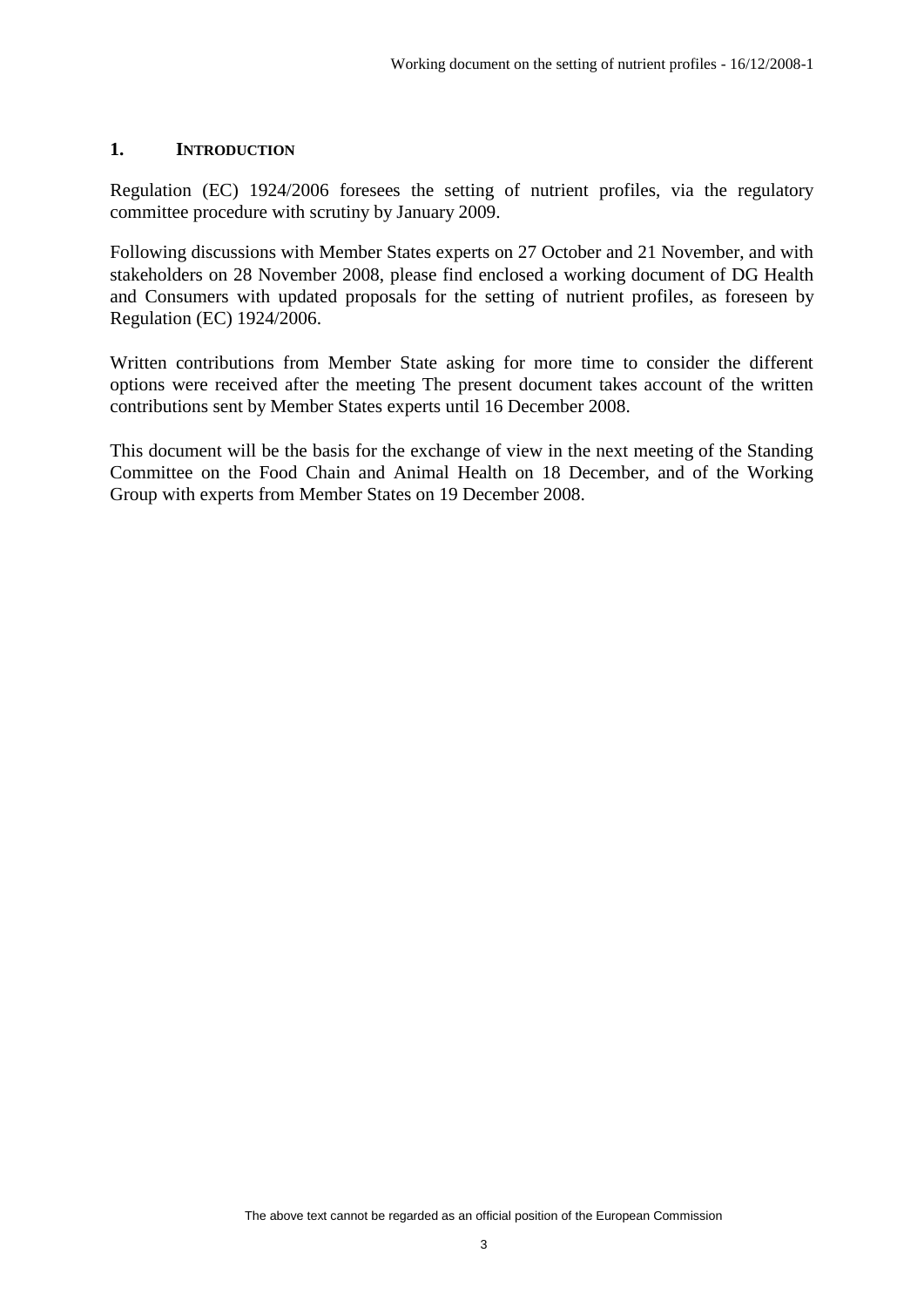## 1. INTRODUCTION

Regulation (EC) 1924/2006 foresees the setting of nutrient profiles, via the regulatory committee procedure with scrutiny by January 2009.

Following discussions with Member States experts on 27 October and 21 November, and with stakeholders on 28 November 2008, please find enclosed a working document of DG Health and Consumers with updated proposals for the setting of nutrient profiles, as foreseen by Regulation (EC) 1924/2006.

Written contributions from Member State asking for more time to consider the different options were received after the meeting The present document takes account of the written contributions sent by Member States experts until 16 December 2008.

This document will be the basis for the exchange of view in the next meeting of the Standing Committee on the Food Chain and Animal Health on 18 December, and of the Working Group with experts from Member States on 19 December 2008.

The above text cannot be regarded as an official position of the European Commission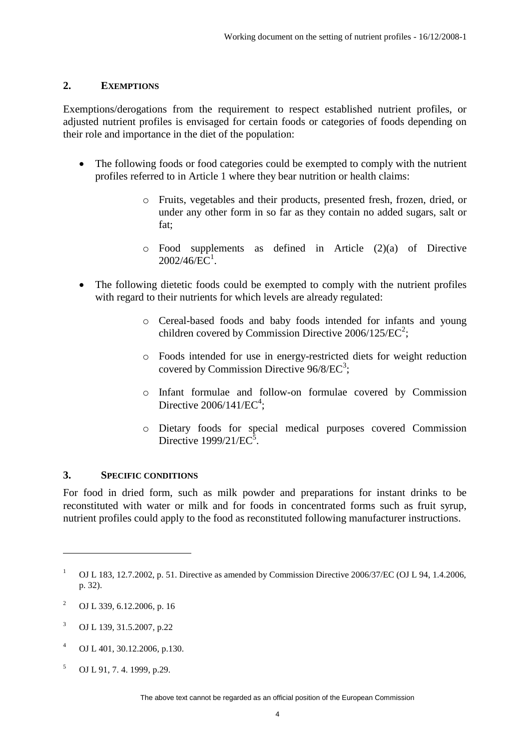## 2. EXEMPTIONS

Exemptions/derogations from the requirement to respect established nutrient profiles, or adjusted nutrient profiles is envisaged for certain foods or categories of foods depending on their role and importance in the diet of the population:

- The following foods or food categories could be exempted to comply with the nutrient profiles referred to in Article 1 where they bear nutrition or health claims:
  - Fruits, vegetables and their products, presented fresh, frozen, dried, or under any other form in so far as they contain no added sugars, salt or fat;
  - Food supplements as defined in Article (2)(a) of Directive 2002/46/EC[1].
- The following dietetic foods could be exempted to comply with the nutrient profiles with regard to their nutrients for which levels are already regulated:
  - Cereal-based foods and baby foods intended for infants and young children covered by Commission Directive 2006/125/EC[2];
  - Foods intended for use in energy-restricted diets for weight reduction covered by Commission Directive 96/8/EC[3];
  - Infant formulae and follow-on formulae covered by Commission Directive 2006/141/EC[4];
  - Dietary foods for special medical purposes covered Commission Directive 1999/21/EC[5].

## 3. SPECIFIC CONDITIONS

For food in dried form, such as milk powder and preparations for instant drinks to be reconstituted with water or milk and for foods in concentrated forms such as fruit syrup, nutrient profiles could apply to the food as reconstituted following manufacturer instructions.

---

[1] OJ L 183, 12.7.2002, p. 51. Directive as amended by Commission Directive 2006/37/EC (OJ L 94, 1.4.2006, p. 32).

[2] OJ L 339, 6.12.2006, p. 16

[3] OJ L 139, 31.5.2007, p.22

[4] OJ L 401, 30.12.2006, p.130.

[5] OJ L 91, 7. 4. 1999, p.29.

The above text cannot be regarded as an official position of the European Commission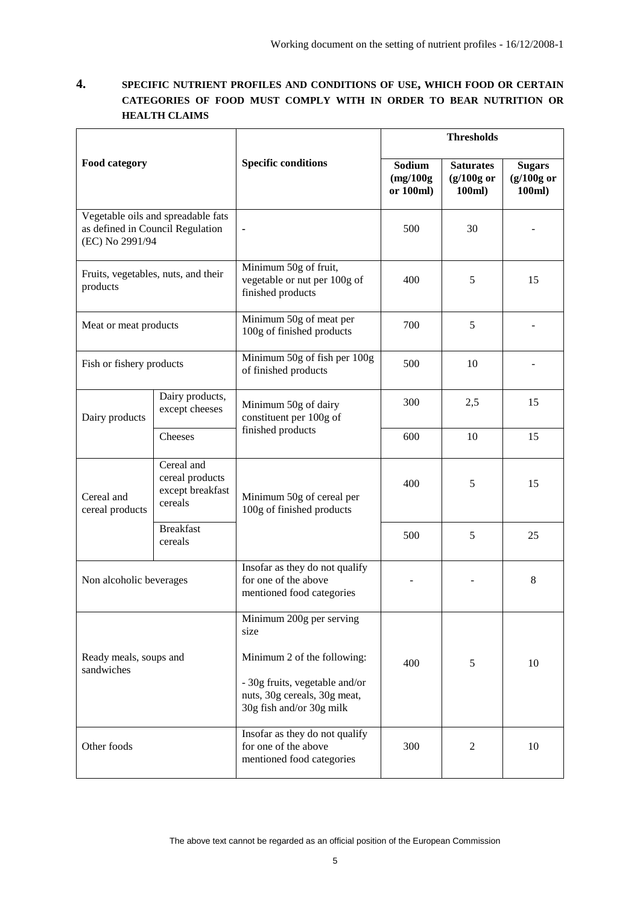## 4. SPECIFIC NUTRIENT PROFILES AND CONDITIONS OF USE, WHICH FOOD OR CERTAIN CATEGORIES OF FOOD MUST COMPLY WITH IN ORDER TO BEAR NUTRITION OR HEALTH CLAIMS

| Food category | | Specific conditions | Thresholds | | |
|---|---|---|---|---|---|
| | | | **Sodium (mg/100g or 100ml)** | **Saturates (g/100g or 100ml)** | **Sugars (g/100g or 100ml)** |
| Vegetable oils and spreadable fats as defined in Council Regulation (EC) No 2991/94 | | - | 500 | 30 | - |
| Fruits, vegetables, nuts, and their products | | Minimum 50g of fruit, vegetable or nut per 100g of finished products | 400 | 5 | 15 |
| Meat or meat products | | Minimum 50g of meat per 100g of finished products | 700 | 5 | - |
| Fish or fishery products | | Minimum 50g of fish per 100g of finished products | 500 | 10 | - |
| Dairy products | Dairy products, except cheeses | Minimum 50g of dairy constituent per 100g of finished products | 300 | 2,5 | 15 |
| | Cheeses | | 600 | 10 | 15 |
| Cereal and cereal products | Cereal and cereal products except breakfast cereals | Minimum 50g of cereal per 100g of finished products | 400 | 5 | 15 |
| | Breakfast cereals | | 500 | 5 | 25 |
| Non alcoholic beverages | | Insofar as they do not qualify for one of the above mentioned food categories | - | - | 8 |
| Ready meals, soups and sandwiches | | Minimum 200g per serving size<br><br>Minimum 2 of the following:<br><br>- 30g fruits, vegetable and/or nuts, 30g cereals, 30g meat, 30g fish and/or 30g milk | 400 | 5 | 10 |
| Other foods | | Insofar as they do not qualify for one of the above mentioned food categories | 300 | 2 | 10 |

The above text cannot be regarded as an official position of the European Commission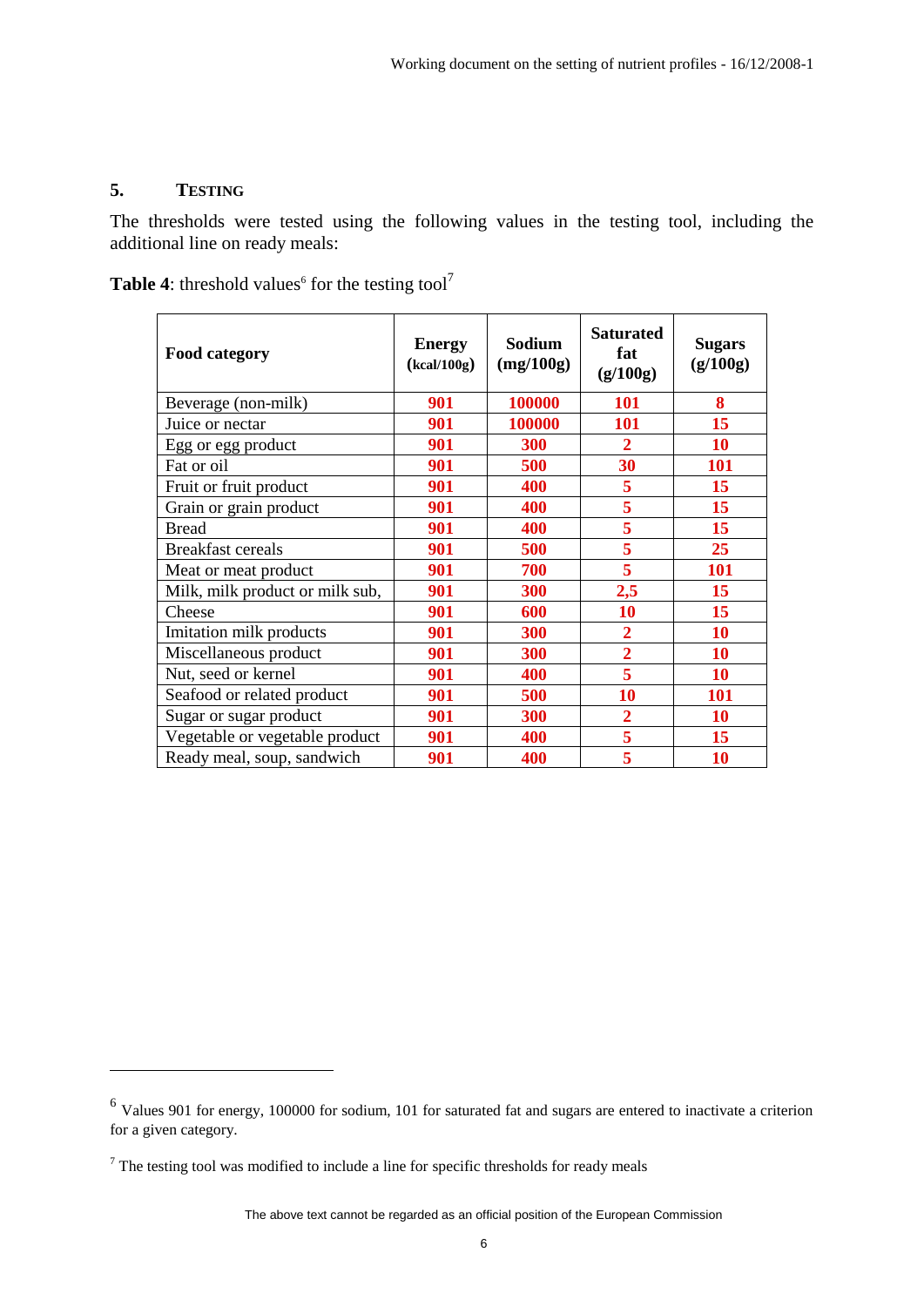## 5. Testing

The thresholds were tested using the following values in the testing tool, including the additional line on ready meals:

**Table 4**: threshold values[6] for the testing tool[7]

| Food category | Energy (kcal/100g) | Sodium (mg/100g) | Saturated fat (g/100g) | Sugars (g/100g) |
|---|---|---|---|---|
| Beverage (non-milk) | **901** | **100000** | **101** | **8** |
| Juice or nectar | **901** | **100000** | **101** | **15** |
| Egg or egg product | **901** | **300** | **2** | **10** |
| Fat or oil | **901** | **500** | **30** | **101** |
| Fruit or fruit product | **901** | **400** | **5** | **15** |
| Grain or grain product | **901** | **400** | **5** | **15** |
| Bread | **901** | **400** | **5** | **15** |
| Breakfast cereals | **901** | **500** | **5** | **25** |
| Meat or meat product | **901** | **700** | **5** | **101** |
| Milk, milk product or milk sub, | **901** | **300** | **2,5** | **15** |
| Cheese | **901** | **600** | **10** | **15** |
| Imitation milk products | **901** | **300** | **2** | **10** |
| Miscellaneous product | **901** | **300** | **2** | **10** |
| Nut, seed or kernel | **901** | **400** | **5** | **10** |
| Seafood or related product | **901** | **500** | **10** | **101** |
| Sugar or sugar product | **901** | **300** | **2** | **10** |
| Vegetable or vegetable product | **901** | **400** | **5** | **15** |
| Ready meal, soup, sandwich | **901** | **400** | **5** | **10** |

[6] Values 901 for energy, 100000 for sodium, 101 for saturated fat and sugars are entered to inactivate a criterion for a given category.

[7] The testing tool was modified to include a line for specific thresholds for ready meals

The above text cannot be regarded as an official position of the European Commission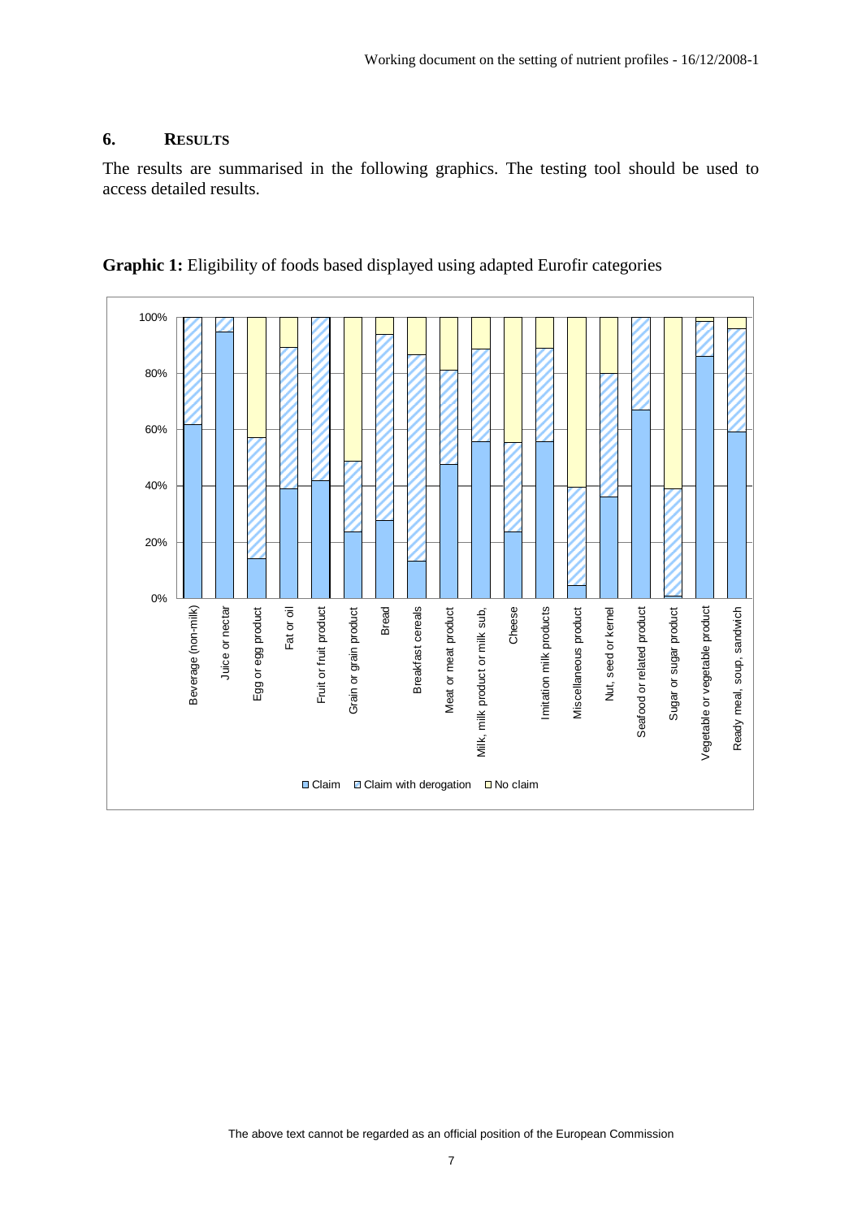## 6. RESULTS

The results are summarised in the following graphics. The testing tool should be used to access detailed results.

**Graphic 1:** Eligibility of foods based displayed using adapted Eurofir categories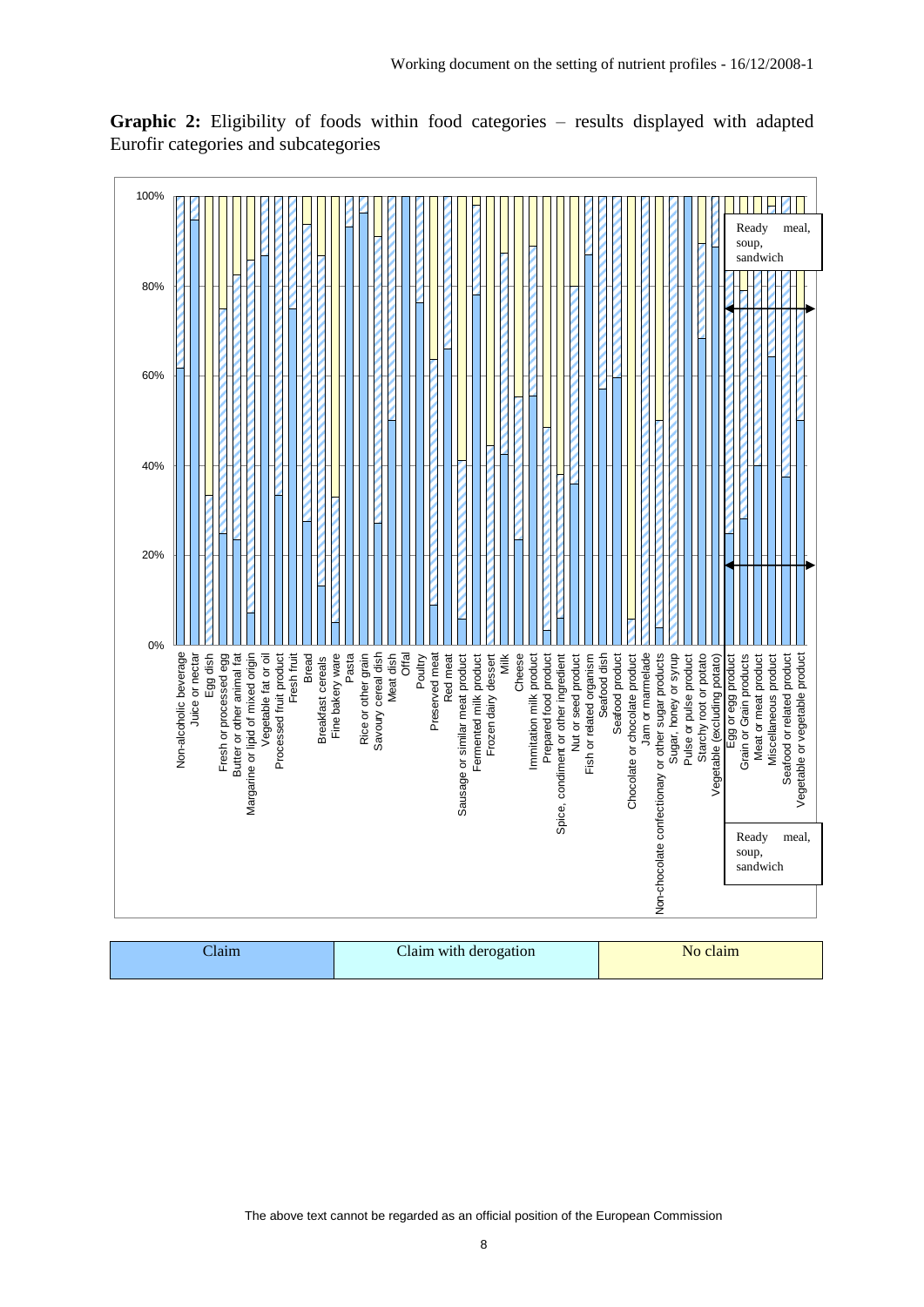**Graphic 2:** Eligibility of foods within food categories – results displayed with adapted Eurofir categories and subcategories

100%
80%
60%
40%
20%
0%

Non-alcoholic beverage
Juice or nectar
Egg dish
Fresh or processed egg
Butter or other animal fat
Margarine or lipid of mixed origin
Vegetable fat or oil
Processed fruit product
Fresh fruit
Bread
Breakfast cereals
Fine bakery ware
Pasta
Rice or other grain
Savoury cereal dish
Meat dish
Offal
Poultry
Preserved meat
Red meat
Sausage or similar meat product
Fermented milk product
Frozen dairy dessert
Milk
Cheese
Immitation milk product
Prepared food product
Spice, condiment or other ingredient
Nut or seed product
Fish or related organism
Seafood dish
Seafood product
Chocolate or chocolate product
Jam or marmelade
Non-chocolate confectionary or other sugar products
Sugar, honey or syrup
Pulse or pulse product
Starchy root or potato
Vegetable (excluding potato)
Egg or egg product
Grain or Grain products
Meat or meat product
Miscellaneous product
Seafood or related product
Vegetable or vegetable product

Ready meal, soup, sandwich

Ready meal, soup, sandwich

| Claim | Claim with derogation | No claim |
|---|---|---|

The above text cannot be regarded as an official position of the European Commission